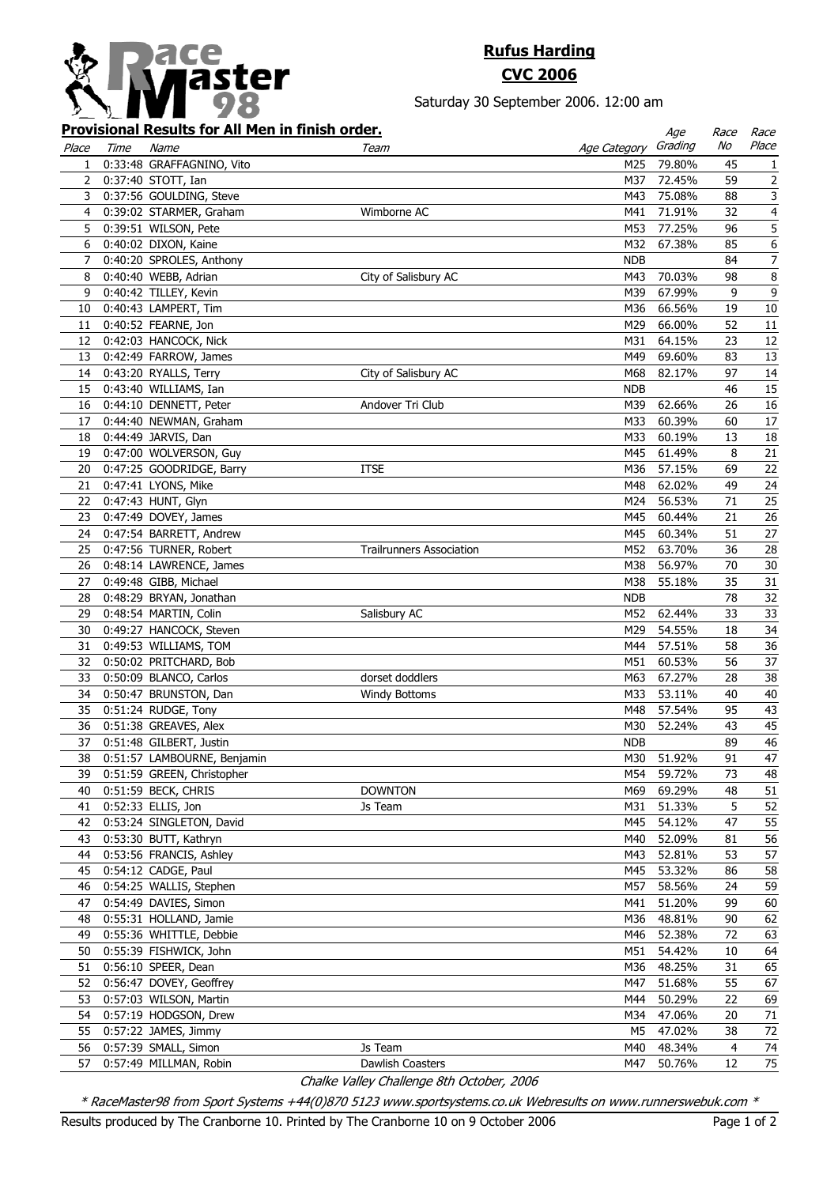# Rufus Harding

## CVC 2006

Saturday 30 September 2006. 12:00 am

**Provisional Results for All Men in finish order.**

| Place | Time | Name | Team | Age Category | Age Grading | Race No | Race Place |
|---|---|---|---|---|---|---|---|
| 1 | 0:33:48 | GRAFFAGNINO, Vito | | M25 | 79.80% | 45 | 1 |
| 2 | 0:37:40 | STOTT, Ian | | M37 | 72.45% | 59 | 2 |
| 3 | 0:37:56 | GOULDING, Steve | | M43 | 75.08% | 88 | 3 |
| 4 | 0:39:02 | STARMER, Graham | Wimborne AC | M41 | 71.91% | 32 | 4 |
| 5 | 0:39:51 | WILSON, Pete | | M53 | 77.25% | 96 | 5 |
| 6 | 0:40:02 | DIXON, Kaine | | M32 | 67.38% | 85 | 6 |
| 7 | 0:40:20 | SPROLES, Anthony | | NDB | | 84 | 7 |
| 8 | 0:40:40 | WEBB, Adrian | City of Salisbury AC | M43 | 70.03% | 98 | 8 |
| 9 | 0:40:42 | TILLEY, Kevin | | M39 | 67.99% | 9 | 9 |
| 10 | 0:40:43 | LAMPERT, Tim | | M36 | 66.56% | 19 | 10 |
| 11 | 0:40:52 | FEARNE, Jon | | M29 | 66.00% | 52 | 11 |
| 12 | 0:42:03 | HANCOCK, Nick | | M31 | 64.15% | 23 | 12 |
| 13 | 0:42:49 | FARROW, James | | M49 | 69.60% | 83 | 13 |
| 14 | 0:43:20 | RYALLS, Terry | City of Salisbury AC | M68 | 82.17% | 97 | 14 |
| 15 | 0:43:40 | WILLIAMS, Ian | | NDB | | 46 | 15 |
| 16 | 0:44:10 | DENNETT, Peter | Andover Tri Club | M39 | 62.66% | 26 | 16 |
| 17 | 0:44:40 | NEWMAN, Graham | | M33 | 60.39% | 60 | 17 |
| 18 | 0:44:49 | JARVIS, Dan | | M33 | 60.19% | 13 | 18 |
| 19 | 0:47:00 | WOLVERSON, Guy | | M45 | 61.49% | 8 | 21 |
| 20 | 0:47:25 | GOODRIDGE, Barry | ITSE | M36 | 57.15% | 69 | 22 |
| 21 | 0:47:41 | LYONS, Mike | | M48 | 62.02% | 49 | 24 |
| 22 | 0:47:43 | HUNT, Glyn | | M24 | 56.53% | 71 | 25 |
| 23 | 0:47:49 | DOVEY, James | | M45 | 60.44% | 21 | 26 |
| 24 | 0:47:54 | BARRETT, Andrew | | M45 | 60.34% | 51 | 27 |
| 25 | 0:47:56 | TURNER, Robert | Trailrunners Association | M52 | 63.70% | 36 | 28 |
| 26 | 0:48:14 | LAWRENCE, James | | M38 | 56.97% | 70 | 30 |
| 27 | 0:49:48 | GIBB, Michael | | M38 | 55.18% | 35 | 31 |
| 28 | 0:48:29 | BRYAN, Jonathan | | NDB | | 78 | 32 |
| 29 | 0:48:54 | MARTIN, Colin | Salisbury AC | M52 | 62.44% | 33 | 33 |
| 30 | 0:49:27 | HANCOCK, Steven | | M29 | 54.55% | 18 | 34 |
| 31 | 0:49:53 | WILLIAMS, TOM | | M44 | 57.51% | 58 | 36 |
| 32 | 0:50:02 | PRITCHARD, Bob | | M51 | 60.53% | 56 | 37 |
| 33 | 0:50:09 | BLANCO, Carlos | dorset doddlers | M63 | 67.27% | 28 | 38 |
| 34 | 0:50:47 | BRUNSTON, Dan | Windy Bottoms | M33 | 53.11% | 40 | 40 |
| 35 | 0:51:24 | RUDGE, Tony | | M48 | 57.54% | 95 | 43 |
| 36 | 0:51:38 | GREAVES, Alex | | M30 | 52.24% | 43 | 45 |
| 37 | 0:51:48 | GILBERT, Justin | | NDB | | 89 | 46 |
| 38 | 0:51:57 | LAMBOURNE, Benjamin | | M30 | 51.92% | 91 | 47 |
| 39 | 0:51:59 | GREEN, Christopher | | M54 | 59.72% | 73 | 48 |
| 40 | 0:51:59 | BECK, CHRIS | DOWNTON | M69 | 69.29% | 48 | 51 |
| 41 | 0:52:33 | ELLIS, Jon | Js Team | M31 | 51.33% | 5 | 52 |
| 42 | 0:53:24 | SINGLETON, David | | M45 | 54.12% | 47 | 55 |
| 43 | 0:53:30 | BUTT, Kathryn | | M40 | 52.09% | 81 | 56 |
| 44 | 0:53:56 | FRANCIS, Ashley | | M43 | 52.81% | 53 | 57 |
| 45 | 0:54:12 | CADGE, Paul | | M45 | 53.32% | 86 | 58 |
| 46 | 0:54:25 | WALLIS, Stephen | | M57 | 58.56% | 24 | 59 |
| 47 | 0:54:49 | DAVIES, Simon | | M41 | 51.20% | 99 | 60 |
| 48 | 0:55:31 | HOLLAND, Jamie | | M36 | 48.81% | 90 | 62 |
| 49 | 0:55:36 | WHITTLE, Debbie | | M46 | 52.38% | 72 | 63 |
| 50 | 0:55:39 | FISHWICK, John | | M51 | 54.42% | 10 | 64 |
| 51 | 0:56:10 | SPEER, Dean | | M36 | 48.25% | 31 | 65 |
| 52 | 0:56:47 | DOVEY, Geoffrey | | M47 | 51.68% | 55 | 67 |
| 53 | 0:57:03 | WILSON, Martin | | M44 | 50.29% | 22 | 69 |
| 54 | 0:57:19 | HODGSON, Drew | | M34 | 47.06% | 20 | 71 |
| 55 | 0:57:22 | JAMES, Jimmy | | M5 | 47.02% | 38 | 72 |
| 56 | 0:57:39 | SMALL, Simon | Js Team | M40 | 48.34% | 4 | 74 |
| 57 | 0:57:49 | MILLMAN, Robin | Dawlish Coasters | M47 | 50.76% | 12 | 75 |

*Chalke Valley Challenge 8th October, 2006*

*\* RaceMaster98 from Sport Systems +44(0)870 5123 www.sportsystems.co.uk Webresults on www.runnerswebuk.com \**

Results produced by The Cranborne 10. Printed by The Cranborne 10 on 9 October 2006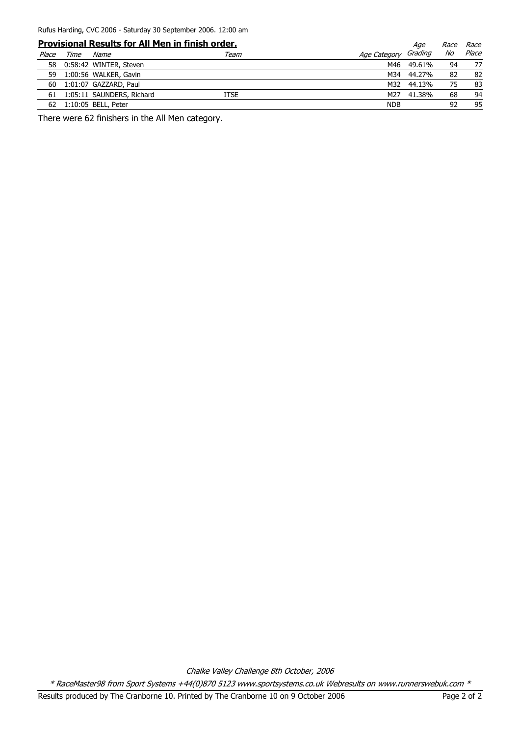Rufus Harding, CVC 2006 - Saturday 30 September 2006. 12:00 am

## Provisional Results for All Men in finish order.

| Place | Time | Name | Team | Age Category | Age Grading | Race No | Race Place |
|---|---|---|---|---|---|---|---|
| 58 | 0:58:42 | WINTER, Steven | | M46 | 49.61% | 94 | 77 |
| 59 | 1:00:56 | WALKER, Gavin | | M34 | 44.27% | 82 | 82 |
| 60 | 1:01:07 | GAZZARD, Paul | | M32 | 44.13% | 75 | 83 |
| 61 | 1:05:11 | SAUNDERS, Richard | ITSE | M27 | 41.38% | 68 | 94 |
| 62 | 1:10:05 | BELL, Peter | | NDB | | 92 | 95 |

There were 62 finishers in the All Men category.

*Chalke Valley Challenge 8th October, 2006*

*\* RaceMaster98 from Sport Systems +44(0)870 5123 www.sportsystems.co.uk Webresults on www.runnerswebuk.com \**

Results produced by The Cranborne 10. Printed by The Cranborne 10 on 9 October 2006